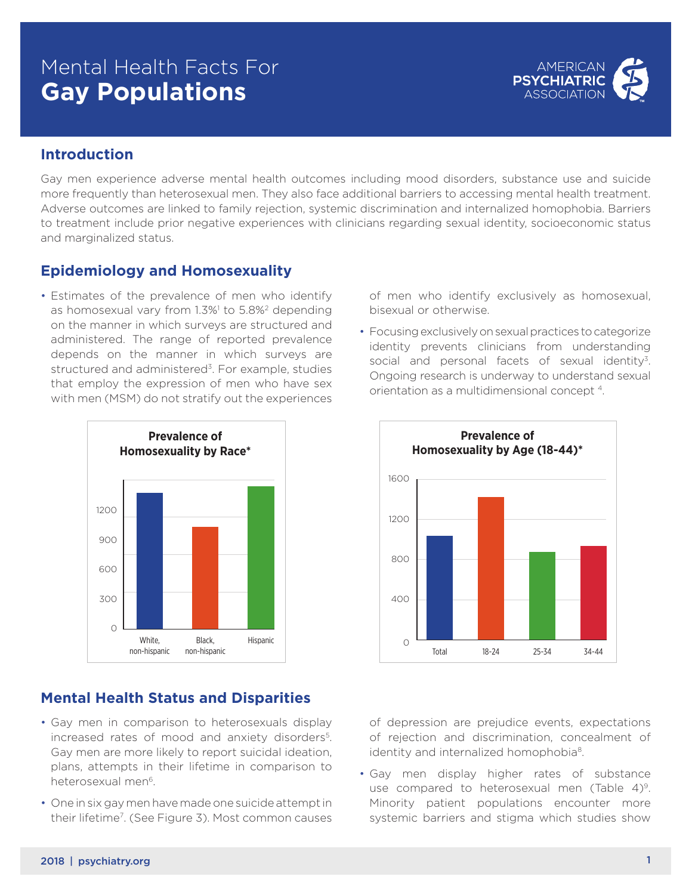# Mental Health Facts For **Gay Populations**

## Introduction

Gay men experience adverse mental health outcomes including mood disorders, substance use and suicide more frequently than heterosexual men. They also face additional barriers to accessing mental health treatment. Adverse outcomes are linked to family rejection, systemic discrimination and internalized homophobia. Barriers to treatment include prior negative experiences with clinicians regarding sexual identity, socioeconomic status and marginalized status.

## Epidemiology and Homosexuality

- Estimates of the prevalence of men who identify as homosexual vary from 1.3%[1] to 5.8%[2] depending on the manner in which surveys are structured and administered. The range of reported prevalence depends on the manner in which surveys are structured and administered[3]. For example, studies that employ the expression of men who have sex with men (MSM) do not stratify out the experiences of men who identify exclusively as homosexual, bisexual or otherwise.
- Focusing exclusively on sexual practices to categorize identity prevents clinicians from understanding social and personal facets of sexual identity[3]. Ongoing research is underway to understand sexual orientation as a multidimensional concept [4].

**Prevalence of Homosexuality by Race***

Categories: White, non-hispanic; Black, non-hispanic; Hispanic (y-axis: 0, 300, 600, 900, 1200)

**Prevalence of Homosexuality by Age (18-44)***

Categories: Total; 18-24; 25-34; 34-44 (y-axis: 0, 400, 800, 1200, 1600)

## Mental Health Status and Disparities

- Gay men in comparison to heterosexuals display increased rates of mood and anxiety disorders[5]. Gay men are more likely to report suicidal ideation, plans, attempts in their lifetime in comparison to heterosexual men[6].
- One in six gay men have made one suicide attempt in their lifetime[7]. (See Figure 3). Most common causes of depression are prejudice events, expectations of rejection and discrimination, concealment of identity and internalized homophobia[8].
- Gay men display higher rates of substance use compared to heterosexual men (Table 4)[9]. Minority patient populations encounter more systemic barriers and stigma which studies show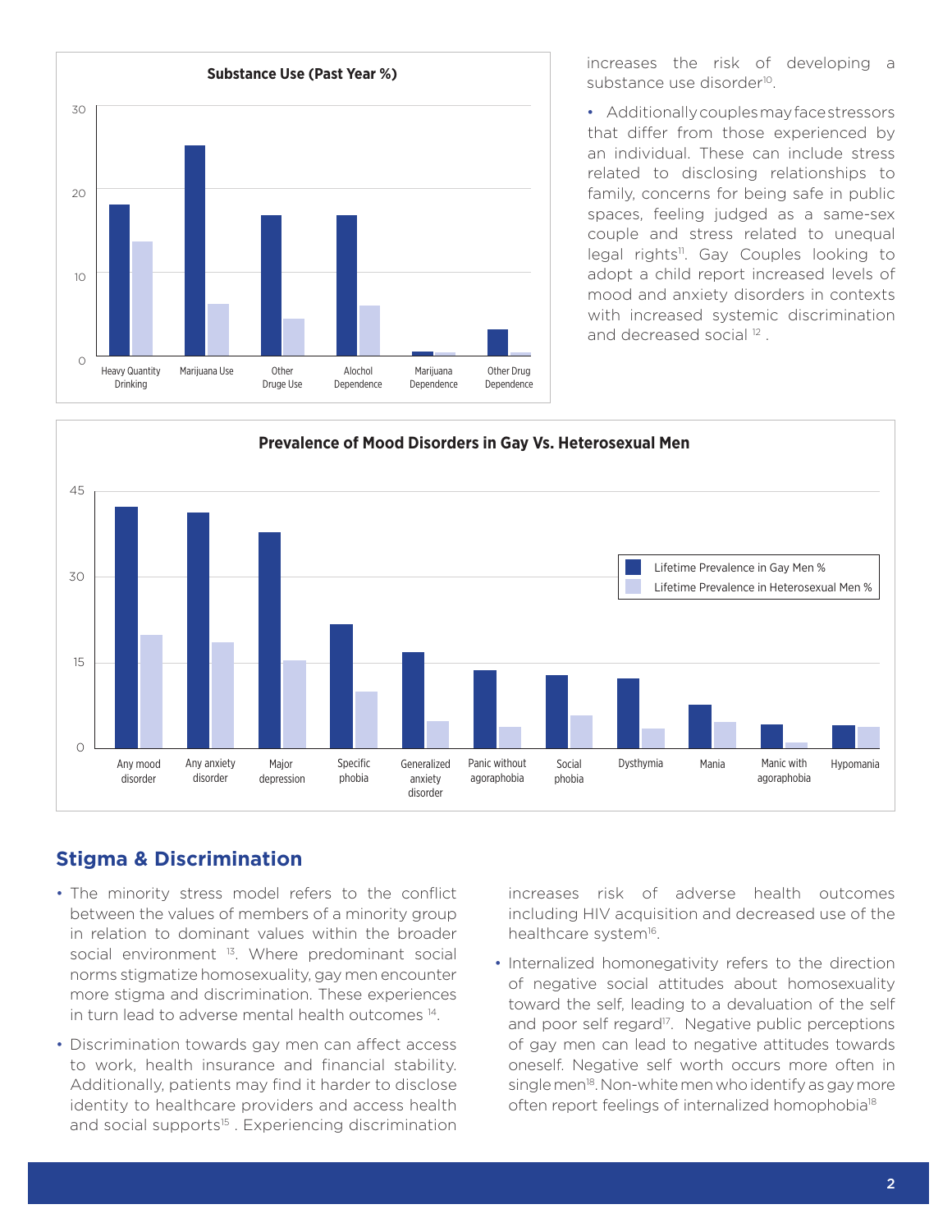**Substance Use (Past Year %)**

Heavy Quantity Drinking | Marijuana Use | Other Druge Use | Alochol Dependence | Marijuana Dependence | Other Drug Dependence

increases the risk of developing a substance use disorder[10].

- Additionally couples may face stressors that differ from those experienced by an individual. These can include stress related to disclosing relationships to family, concerns for being safe in public spaces, feeling judged as a same-sex couple and stress related to unequal legal rights[11]. Gay Couples looking to adopt a child report increased levels of mood and anxiety disorders in contexts with increased systemic discrimination and decreased social [12] .

**Prevalence of Mood Disorders in Gay Vs. Heterosexual Men**

Lifetime Prevalence in Gay Men % | Lifetime Prevalence in Heterosexual Men %

Any mood disorder | Any anxiety disorder | Major depression | Specific phobia | Generalized anxiety disorder | Panic without agoraphobia | Social phobia | Dysthymia | Mania | Manic with agoraphobia | Hypomania

## Stigma & Discrimination

- The minority stress model refers to the conflict between the values of members of a minority group in relation to dominant values within the broader social environment [13]. Where predominant social norms stigmatize homosexuality, gay men encounter more stigma and discrimination. These experiences in turn lead to adverse mental health outcomes [14].
- Discrimination towards gay men can affect access to work, health insurance and financial stability. Additionally, patients may find it harder to disclose identity to healthcare providers and access health and social supports[15] . Experiencing discrimination increases risk of adverse health outcomes including HIV acquisition and decreased use of the healthcare system[16].
- Internalized homonegativity refers to the direction of negative social attitudes about homosexuality toward the self, leading to a devaluation of the self and poor self regard[17]. Negative public perceptions of gay men can lead to negative attitudes towards oneself. Negative self worth occurs more often in single men[18]. Non-white men who identify as gay more often report feelings of internalized homophobia[18]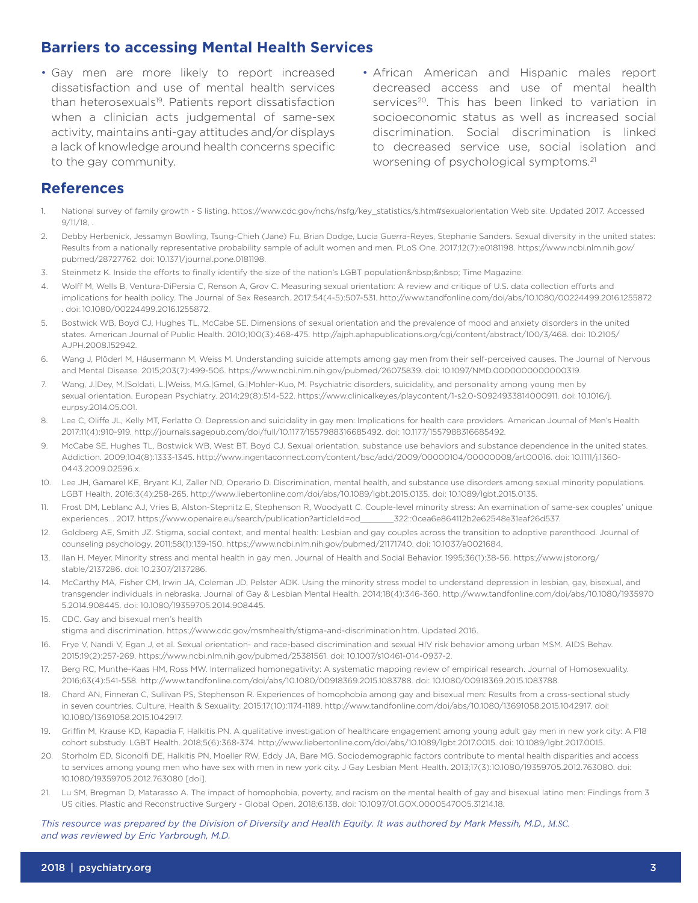## Barriers to accessing Mental Health Services

- Gay men are more likely to report increased dissatisfaction and use of mental health services than heterosexuals[19]. Patients report dissatisfaction when a clinician acts judgemental of same-sex activity, maintains anti-gay attitudes and/or displays a lack of knowledge around health concerns specific to the gay community.
- African American and Hispanic males report decreased access and use of mental health services[20]. This has been linked to variation in socioeconomic status as well as increased social discrimination. Social discrimination is linked to decreased service use, social isolation and worsening of psychological symptoms.[21]

## References

1. National survey of family growth - S listing. https://www.cdc.gov/nchs/nsfg/key_statistics/s.htm#sexualorientation Web site. Updated 2017. Accessed 9/11/18, .
2. Debby Herbenick, Jessamyn Bowling, Tsung-Chieh (Jane) Fu, Brian Dodge, Lucia Guerra-Reyes, Stephanie Sanders. Sexual diversity in the united states: Results from a nationally representative probability sample of adult women and men. PLoS One. 2017;12(7):e0181198. https://www.ncbi.nlm.nih.gov/pubmed/28727762. doi: 10.1371/journal.pone.0181198.
3. Steinmetz K. Inside the efforts to finally identify the size of the nation's LGBT population&nbsp;&nbsp; Time Magazine.
4. Wolff M, Wells B, Ventura-DiPersia C, Renson A, Grov C. Measuring sexual orientation: A review and critique of U.S. data collection efforts and implications for health policy. The Journal of Sex Research. 2017;54(4-5):507-531. http://www.tandfonline.com/doi/abs/10.1080/00224499.2016.1255872 . doi: 10.1080/00224499.2016.1255872.
5. Bostwick WB, Boyd CJ, Hughes TL, McCabe SE. Dimensions of sexual orientation and the prevalence of mood and anxiety disorders in the united states. American Journal of Public Health. 2010;100(3):468-475. http://ajph.aphapublications.org/cgi/content/abstract/100/3/468. doi: 10.2105/AJPH.2008.152942.
6. Wang J, Plöderl M, Häusermann M, Weiss M. Understanding suicide attempts among gay men from their self-perceived causes. The Journal of Nervous and Mental Disease. 2015;203(7):499-506. https://www.ncbi.nlm.nih.gov/pubmed/26075839. doi: 10.1097/NMD.0000000000000319.
7. Wang, J.|Dey, M.|Soldati, L.|Weiss, M.G.|Gmel, G.|Mohler-Kuo, M. Psychiatric disorders, suicidality, and personality among young men by sexual orientation. European Psychiatry. 2014;29(8):514-522. https://www.clinicalkey.es/playcontent/1-s2.0-S0924933814000911. doi: 10.1016/j.eurpsy.2014.05.001.
8. Lee C, Oliffe JL, Kelly MT, Ferlatte O. Depression and suicidality in gay men: Implications for health care providers. American Journal of Men's Health. 2017;11(4):910-919. http://journals.sagepub.com/doi/full/10.1177/1557988316685492. doi: 10.1177/1557988316685492.
9. McCabe SE, Hughes TL, Bostwick WB, West BT, Boyd CJ. Sexual orientation, substance use behaviors and substance dependence in the united states. Addiction. 2009;104(8):1333-1345. http://www.ingentaconnect.com/content/bsc/add/2009/00000104/00000008/art00016. doi: 10.1111/j.1360-0443.2009.02596.x.
10. Lee JH, Gamarel KE, Bryant KJ, Zaller ND, Operario D. Discrimination, mental health, and substance use disorders among sexual minority populations. LGBT Health. 2016;3(4):258-265. http://www.liebertonline.com/doi/abs/10.1089/lgbt.2015.0135. doi: 10.1089/lgbt.2015.0135.
11. Frost DM, Leblanc AJ, Vries B, Alston-Stepnitz E, Stephenson R, Woodyatt C. Couple-level minority stress: An examination of same-sex couples' unique experiences. . 2017. https://www.openaire.eu/search/publication?articleId=od________322::0cea6e864112b2e62548e31eaf26d537.
12. Goldberg AE, Smith JZ. Stigma, social context, and mental health: Lesbian and gay couples across the transition to adoptive parenthood. Journal of counseling psychology. 2011;58(1):139-150. https://www.ncbi.nlm.nih.gov/pubmed/21171740. doi: 10.1037/a0021684.
13. Ilan H. Meyer. Minority stress and mental health in gay men. Journal of Health and Social Behavior. 1995;36(1):38-56. https://www.jstor.org/stable/2137286. doi: 10.2307/2137286.
14. McCarthy MA, Fisher CM, Irwin JA, Coleman JD, Pelster ADK. Using the minority stress model to understand depression in lesbian, gay, bisexual, and transgender individuals in nebraska. Journal of Gay & Lesbian Mental Health. 2014;18(4):346-360. http://www.tandfonline.com/doi/abs/10.1080/19359705.2014.908445. doi: 10.1080/19359705.2014.908445.
15. CDC. Gay and bisexual men's health stigma and discrimination. https://www.cdc.gov/msmhealth/stigma-and-discrimination.htm. Updated 2016.
16. Frye V, Nandi V, Egan J, et al. Sexual orientation- and race-based discrimination and sexual HIV risk behavior among urban MSM. AIDS Behav. 2015;19(2):257-269. https://www.ncbi.nlm.nih.gov/pubmed/25381561. doi: 10.1007/s10461-014-0937-2.
17. Berg RC, Munthe-Kaas HM, Ross MW. Internalized homonegativity: A systematic mapping review of empirical research. Journal of Homosexuality. 2016;63(4):541-558. http://www.tandfonline.com/doi/abs/10.1080/00918369.2015.1083788. doi: 10.1080/00918369.2015.1083788.
18. Chard AN, Finneran C, Sullivan PS, Stephenson R. Experiences of homophobia among gay and bisexual men: Results from a cross-sectional study in seven countries. Culture, Health & Sexuality. 2015;17(10):1174-1189. http://www.tandfonline.com/doi/abs/10.1080/13691058.2015.1042917. doi: 10.1080/13691058.2015.1042917.
19. Griffin M, Krause KD, Kapadia F, Halkitis PN. A qualitative investigation of healthcare engagement among young adult gay men in new york city: A P18 cohort substudy. LGBT Health. 2018;5(6):368-374. http://www.liebertonline.com/doi/abs/10.1089/lgbt.2017.0015. doi: 10.1089/lgbt.2017.0015.
20. Storholm ED, Siconolfi DE, Halkitis PN, Moeller RW, Eddy JA, Bare MG. Sociodemographic factors contribute to mental health disparities and access to services among young men who have sex with men in new york city. J Gay Lesbian Ment Health. 2013;17(3):10.1080/19359705.2012.763080. doi: 10.1080/19359705.2012.763080 [doi].
21. Lu SM, Bregman D, Matarasso A. The impact of homophobia, poverty, and racism on the mental health of gay and bisexual latino men: Findings from 3 US cities. Plastic and Reconstructive Surgery - Global Open. 2018;6:138. doi: 10.1097/01.GOX.0000547005.31214.18.

*This resource was prepared by the Division of Diversity and Health Equity. It was authored by Mark Messih, M.D., M.SC. and was reviewed by Eric Yarbrough, M.D.*